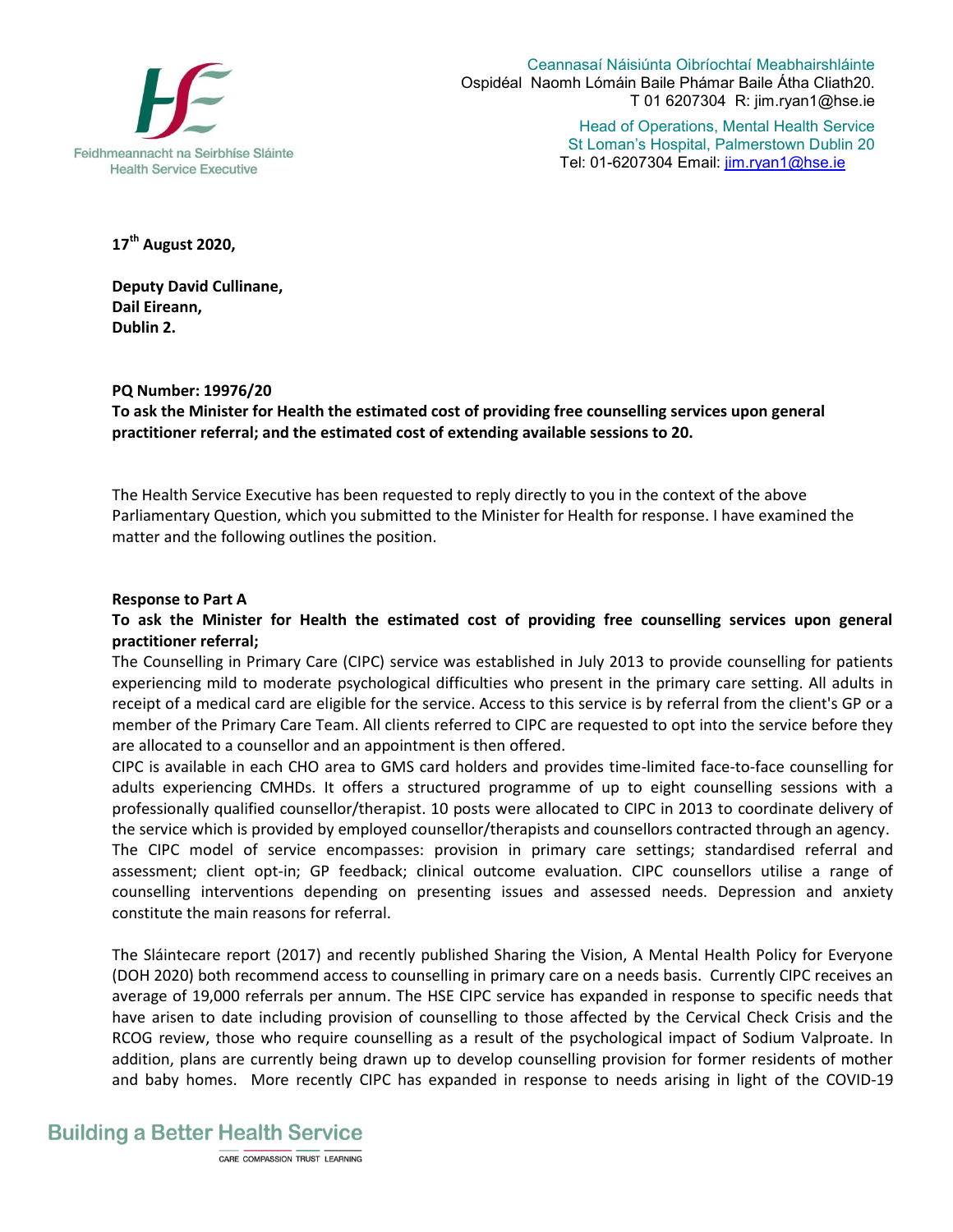Feidhmeannacht na Seirbhíse Sláinte
Health Service Executive

Ceannasaí Náisiúnta Oibríochtaí Meabhairshláinte
Ospidéal Naomh Lómáin Baile Phámar Baile Átha Cliath20.
T 01 6207304 R: jim.ryan1@hse.ie

Head of Operations, Mental Health Service
St Loman's Hospital, Palmerstown Dublin 20
Tel: 01-6207304 Email: jim.ryan1@hse.ie

**17th August 2020,**

**Deputy David Cullinane,**
**Dail Eireann,**
**Dublin 2.**

**PQ Number: 19976/20**
**To ask the Minister for Health the estimated cost of providing free counselling services upon general practitioner referral; and the estimated cost of extending available sessions to 20.**

The Health Service Executive has been requested to reply directly to you in the context of the above Parliamentary Question, which you submitted to the Minister for Health for response. I have examined the matter and the following outlines the position.

**Response to Part A**

**To ask the Minister for Health the estimated cost of providing free counselling services upon general practitioner referral;**

The Counselling in Primary Care (CIPC) service was established in July 2013 to provide counselling for patients experiencing mild to moderate psychological difficulties who present in the primary care setting. All adults in receipt of a medical card are eligible for the service. Access to this service is by referral from the client's GP or a member of the Primary Care Team. All clients referred to CIPC are requested to opt into the service before they are allocated to a counsellor and an appointment is then offered.

CIPC is available in each CHO area to GMS card holders and provides time-limited face-to-face counselling for adults experiencing CMHDs. It offers a structured programme of up to eight counselling sessions with a professionally qualified counsellor/therapist. 10 posts were allocated to CIPC in 2013 to coordinate delivery of the service which is provided by employed counsellor/therapists and counsellors contracted through an agency.

The CIPC model of service encompasses: provision in primary care settings; standardised referral and assessment; client opt-in; GP feedback; clinical outcome evaluation. CIPC counsellors utilise a range of counselling interventions depending on presenting issues and assessed needs. Depression and anxiety constitute the main reasons for referral.

The Sláintecare report (2017) and recently published Sharing the Vision, A Mental Health Policy for Everyone (DOH 2020) both recommend access to counselling in primary care on a needs basis. Currently CIPC receives an average of 19,000 referrals per annum. The HSE CIPC service has expanded in response to specific needs that have arisen to date including provision of counselling to those affected by the Cervical Check Crisis and the RCOG review, those who require counselling as a result of the psychological impact of Sodium Valproate. In addition, plans are currently being drawn up to develop counselling provision for former residents of mother and baby homes. More recently CIPC has expanded in response to needs arising in light of the COVID-19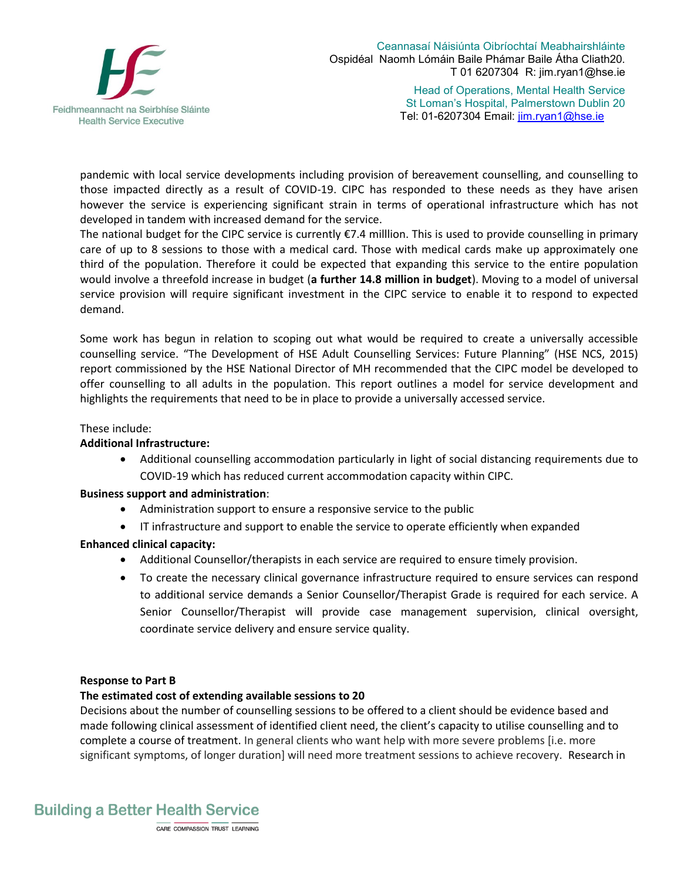pandemic with local service developments including provision of bereavement counselling, and counselling to those impacted directly as a result of COVID-19. CIPC has responded to these needs as they have arisen however the service is experiencing significant strain in terms of operational infrastructure which has not developed in tandem with increased demand for the service.

The national budget for the CIPC service is currently €7.4 milllion. This is used to provide counselling in primary care of up to 8 sessions to those with a medical card. Those with medical cards make up approximately one third of the population. Therefore it could be expected that expanding this service to the entire population would involve a threefold increase in budget (**a further 14.8 million in budget**). Moving to a model of universal service provision will require significant investment in the CIPC service to enable it to respond to expected demand.

Some work has begun in relation to scoping out what would be required to create a universally accessible counselling service. "The Development of HSE Adult Counselling Services: Future Planning" (HSE NCS, 2015) report commissioned by the HSE National Director of MH recommended that the CIPC model be developed to offer counselling to all adults in the population. This report outlines a model for service development and highlights the requirements that need to be in place to provide a universally accessed service.

These include:

**Additional Infrastructure:**

- Additional counselling accommodation particularly in light of social distancing requirements due to COVID-19 which has reduced current accommodation capacity within CIPC.

**Business support and administration**:

- Administration support to ensure a responsive service to the public
- IT infrastructure and support to enable the service to operate efficiently when expanded

**Enhanced clinical capacity:**

- Additional Counsellor/therapists in each service are required to ensure timely provision.
- To create the necessary clinical governance infrastructure required to ensure services can respond to additional service demands a Senior Counsellor/Therapist Grade is required for each service. A Senior Counsellor/Therapist will provide case management supervision, clinical oversight, coordinate service delivery and ensure service quality.

**Response to Part B**

**The estimated cost of extending available sessions to 20**

Decisions about the number of counselling sessions to be offered to a client should be evidence based and made following clinical assessment of identified client need, the client's capacity to utilise counselling and to complete a course of treatment. In general clients who want help with more severe problems [i.e. more significant symptoms, of longer duration] will need more treatment sessions to achieve recovery. Research in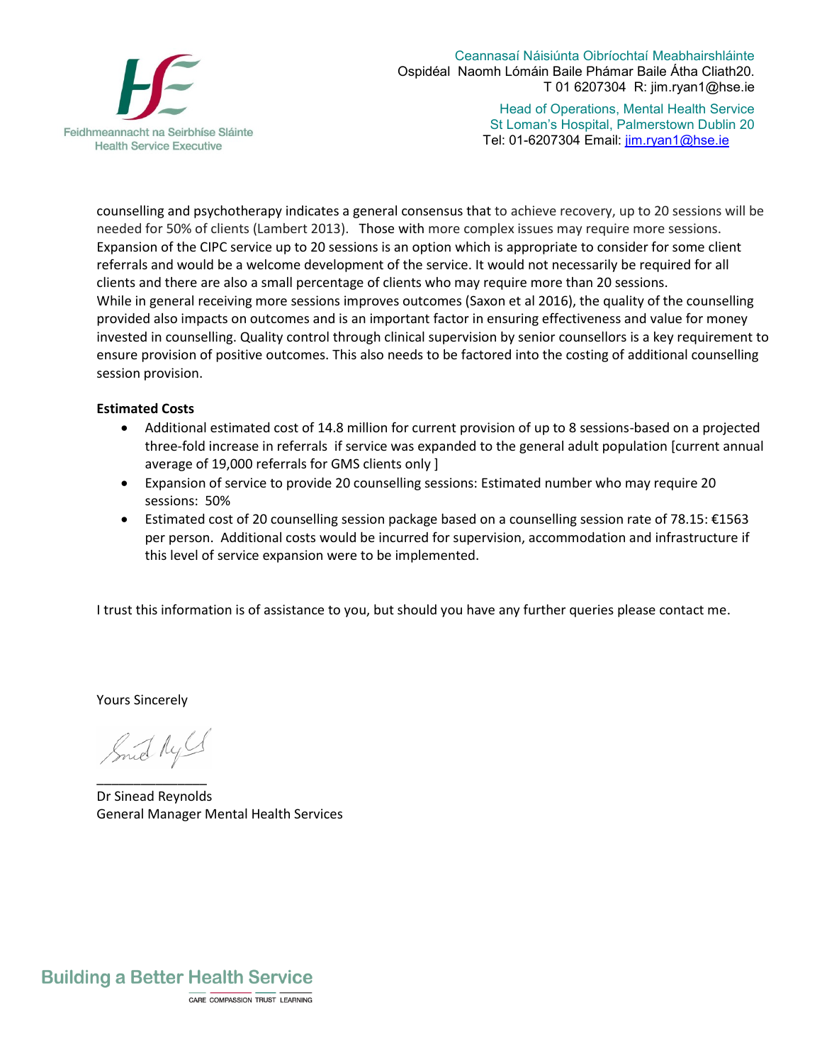counselling and psychotherapy indicates a general consensus that to achieve recovery, up to 20 sessions will be needed for 50% of clients (Lambert 2013). Those with more complex issues may require more sessions. Expansion of the CIPC service up to 20 sessions is an option which is appropriate to consider for some client referrals and would be a welcome development of the service. It would not necessarily be required for all clients and there are also a small percentage of clients who may require more than 20 sessions.
While in general receiving more sessions improves outcomes (Saxon et al 2016), the quality of the counselling provided also impacts on outcomes and is an important factor in ensuring effectiveness and value for money invested in counselling. Quality control through clinical supervision by senior counsellors is a key requirement to ensure provision of positive outcomes. This also needs to be factored into the costing of additional counselling session provision.

**Estimated Costs**

- Additional estimated cost of 14.8 million for current provision of up to 8 sessions-based on a projected three-fold increase in referrals if service was expanded to the general adult population [current annual average of 19,000 referrals for GMS clients only ]
- Expansion of service to provide 20 counselling sessions: Estimated number who may require 20 sessions: 50%
- Estimated cost of 20 counselling session package based on a counselling session rate of 78.15: €1563 per person. Additional costs would be incurred for supervision, accommodation and infrastructure if this level of service expansion were to be implemented.

I trust this information is of assistance to you, but should you have any further queries please contact me.

Yours Sincerely

_______________
Dr Sinead Reynolds
General Manager Mental Health Services